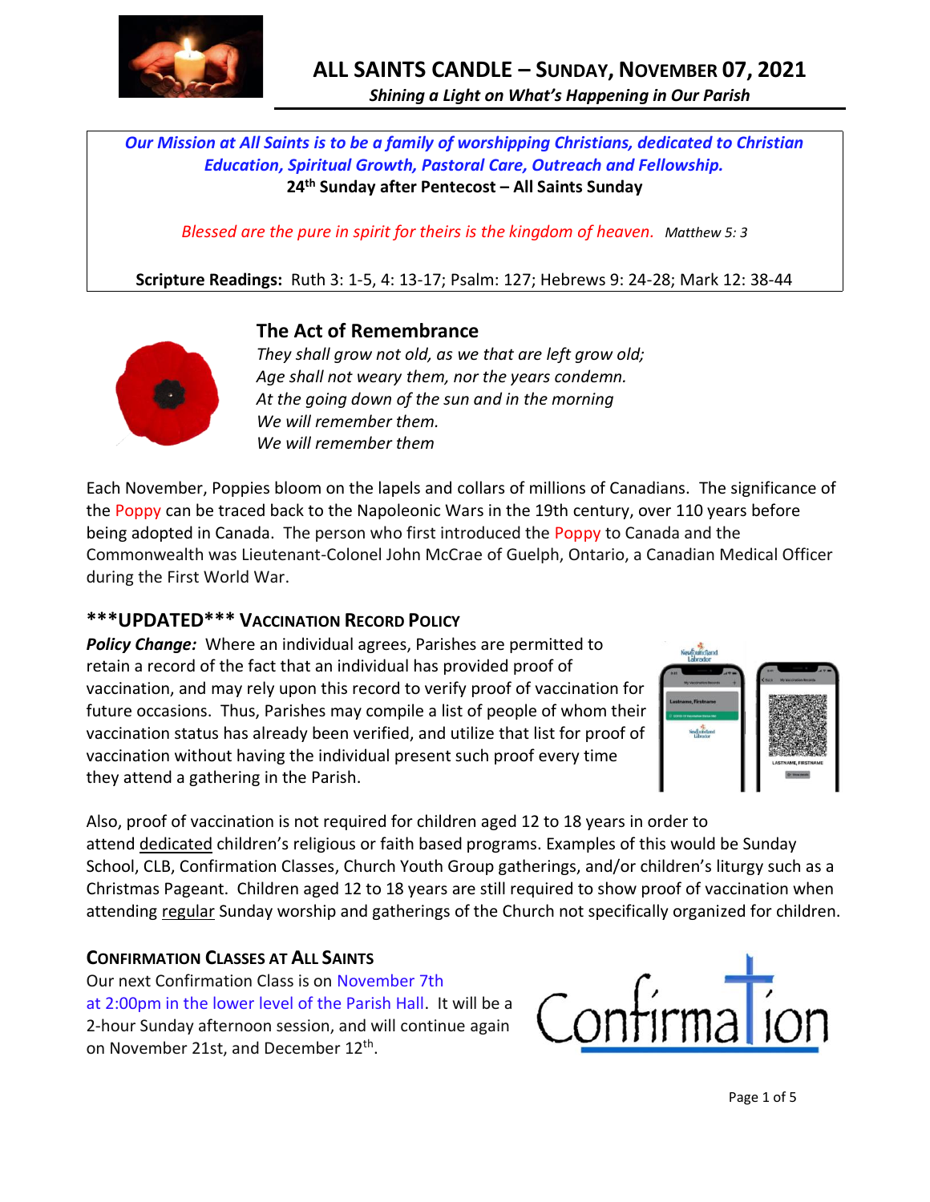# ALL SAINTS CANDLE – SUNDAY, NOVEMBER 07, 2021

*Shining a Light on What's Happening in Our Parish*

*Our Mission at All Saints is to be a family of worshipping Christians, dedicated to Christian Education, Spiritual Growth, Pastoral Care, Outreach and Fellowship.*

**24th Sunday after Pentecost – All Saints Sunday**

*Blessed are the pure in spirit for theirs is the kingdom of heaven.* *Matthew 5: 3*

**Scripture Readings:** Ruth 3: 1-5, 4: 13-17; Psalm: 127; Hebrews 9: 24-28; Mark 12: 38-44

## The Act of Remembrance

*They shall grow not old, as we that are left grow old;*
*Age shall not weary them, nor the years condemn.*
*At the going down of the sun and in the morning*
*We will remember them.*
*We will remember them*

Each November, Poppies bloom on the lapels and collars of millions of Canadians. The significance of the Poppy can be traced back to the Napoleonic Wars in the 19th century, over 110 years before being adopted in Canada. The person who first introduced the Poppy to Canada and the Commonwealth was Lieutenant-Colonel John McCrae of Guelph, Ontario, a Canadian Medical Officer during the First World War.

## \*\*\*UPDATED\*\*\* VACCINATION RECORD POLICY

***Policy Change:*** Where an individual agrees, Parishes are permitted to retain a record of the fact that an individual has provided proof of vaccination, and may rely upon this record to verify proof of vaccination for future occasions. Thus, Parishes may compile a list of people of whom their vaccination status has already been verified, and utilize that list for proof of vaccination without having the individual present such proof every time they attend a gathering in the Parish.

Also, proof of vaccination is not required for children aged 12 to 18 years in order to attend dedicated children's religious or faith based programs. Examples of this would be Sunday School, CLB, Confirmation Classes, Church Youth Group gatherings, and/or children's liturgy such as a Christmas Pageant. Children aged 12 to 18 years are still required to show proof of vaccination when attending regular Sunday worship and gatherings of the Church not specifically organized for children.

## CONFIRMATION CLASSES AT ALL SAINTS

Our next Confirmation Class is on November 7th at 2:00pm in the lower level of the Parish Hall. It will be a 2-hour Sunday afternoon session, and will continue again on November 21st, and December 12th.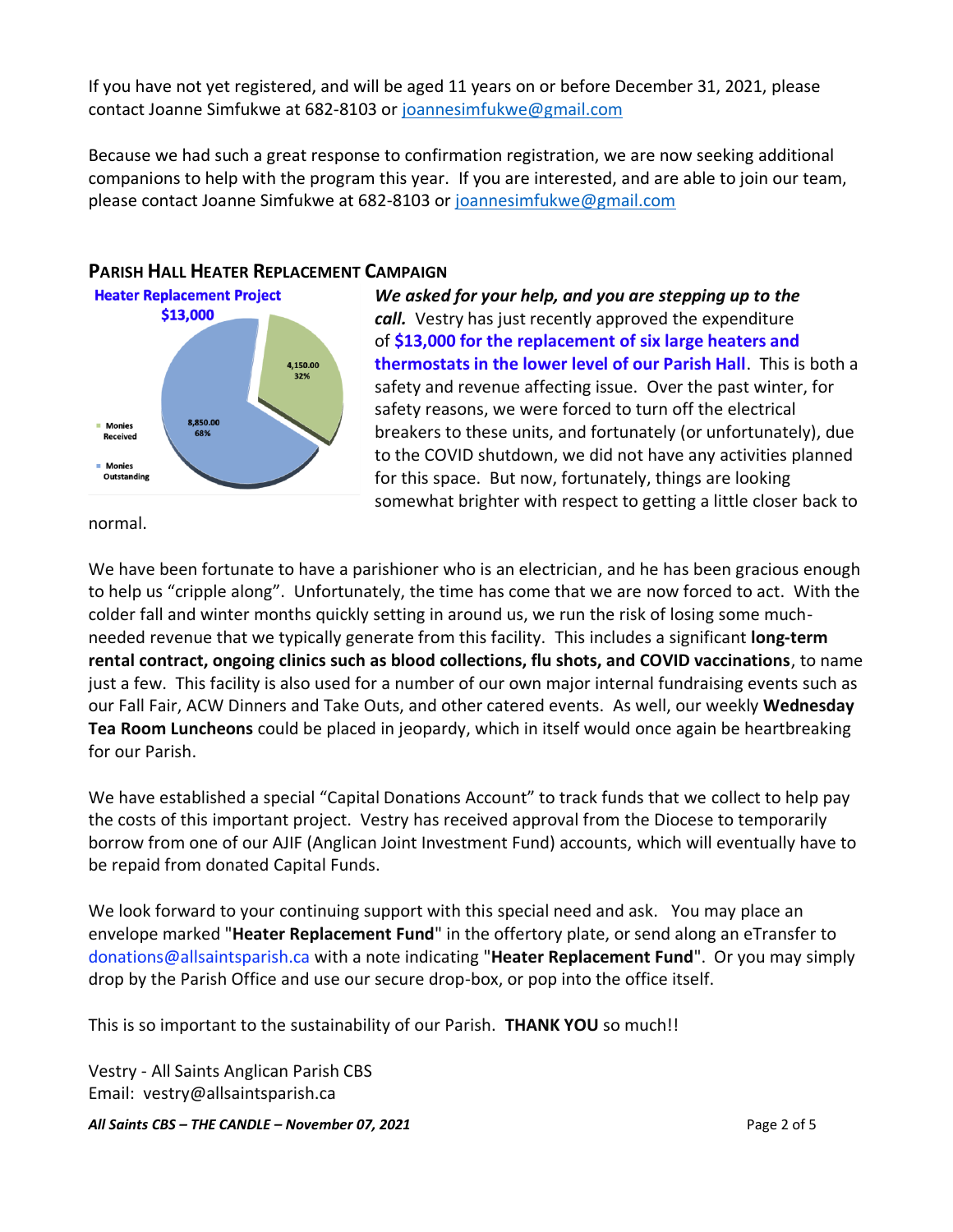If you have not yet registered, and will be aged 11 years on or before December 31, 2021, please contact Joanne Simfukwe at 682-8103 or joannesimfukwe@gmail.com

Because we had such a great response to confirmation registration, we are now seeking additional companions to help with the program this year. If you are interested, and are able to join our team, please contact Joanne Simfukwe at 682-8103 or joannesimfukwe@gmail.com

## PARISH HALL HEATER REPLACEMENT CAMPAIGN

**Heater Replacement Project**
**$13,000**

- Monies Received: 4,150.00 (32%)
- Monies Outstanding: 8,850.00 (68%)

***We asked for your help, and you are stepping up to the call.*** Vestry has just recently approved the expenditure of **$13,000 for the replacement of six large heaters and thermostats in the lower level of our Parish Hall**. This is both a safety and revenue affecting issue. Over the past winter, for safety reasons, we were forced to turn off the electrical breakers to these units, and fortunately (or unfortunately), due to the COVID shutdown, we did not have any activities planned for this space. But now, fortunately, things are looking somewhat brighter with respect to getting a little closer back to normal.

We have been fortunate to have a parishioner who is an electrician, and he has been gracious enough to help us "cripple along". Unfortunately, the time has come that we are now forced to act. With the colder fall and winter months quickly setting in around us, we run the risk of losing some much-needed revenue that we typically generate from this facility. This includes a significant **long-term rental contract, ongoing clinics such as blood collections, flu shots, and COVID vaccinations**, to name just a few. This facility is also used for a number of our own major internal fundraising events such as our Fall Fair, ACW Dinners and Take Outs, and other catered events. As well, our weekly **Wednesday Tea Room Luncheons** could be placed in jeopardy, which in itself would once again be heartbreaking for our Parish.

We have established a special "Capital Donations Account" to track funds that we collect to help pay the costs of this important project. Vestry has received approval from the Diocese to temporarily borrow from one of our AJIF (Anglican Joint Investment Fund) accounts, which will eventually have to be repaid from donated Capital Funds.

We look forward to your continuing support with this special need and ask. You may place an envelope marked "**Heater Replacement Fund**" in the offertory plate, or send along an eTransfer to donations@allsaintsparish.ca with a note indicating "**Heater Replacement Fund**". Or you may simply drop by the Parish Office and use our secure drop-box, or pop into the office itself.

This is so important to the sustainability of our Parish. **THANK YOU** so much!!

Vestry - All Saints Anglican Parish CBS
Email: vestry@allsaintsparish.ca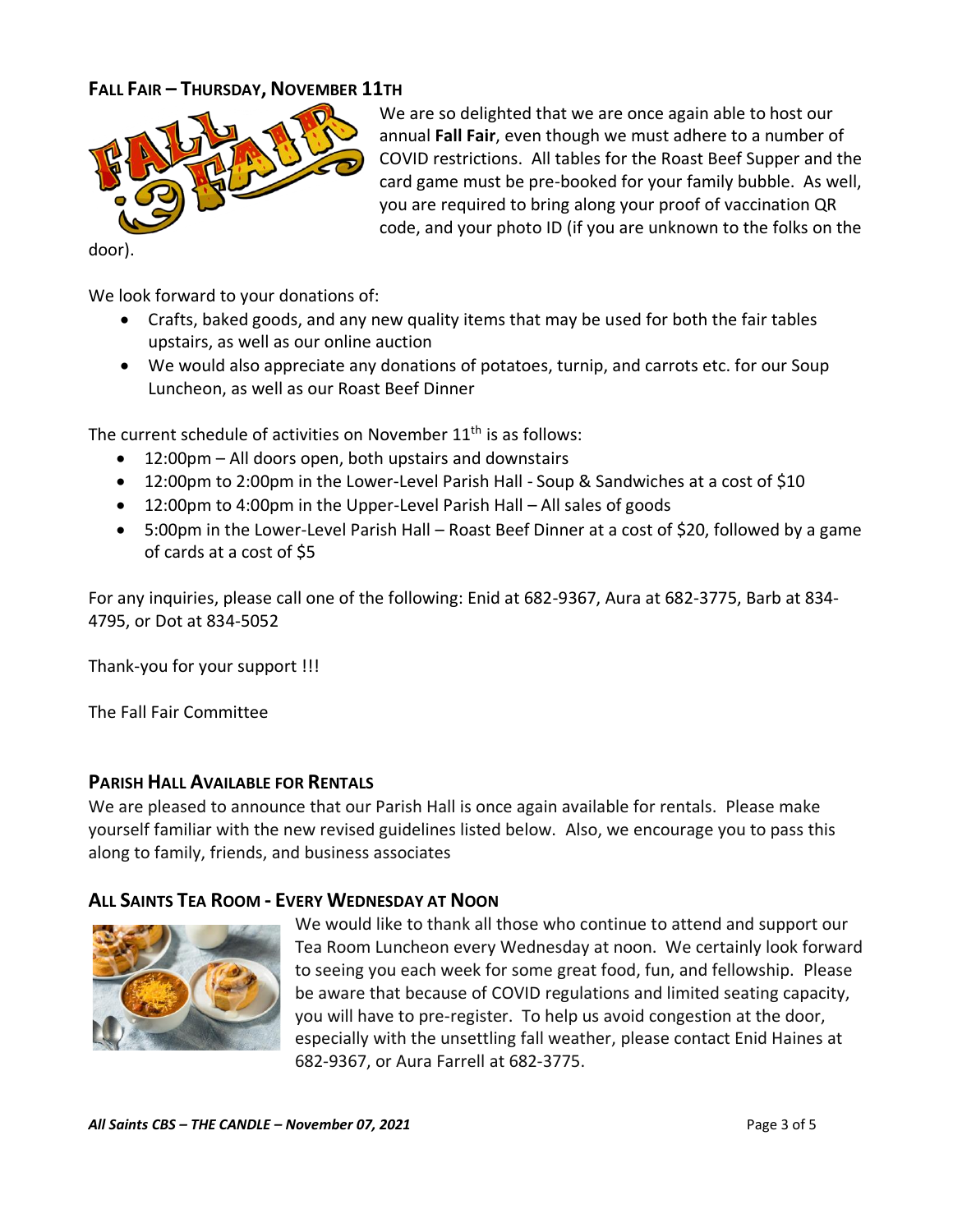## FALL FAIR – THURSDAY, NOVEMBER 11TH

We are so delighted that we are once again able to host our annual **Fall Fair**, even though we must adhere to a number of COVID restrictions. All tables for the Roast Beef Supper and the card game must be pre-booked for your family bubble. As well, you are required to bring along your proof of vaccination QR code, and your photo ID (if you are unknown to the folks on the door).

We look forward to your donations of:

- Crafts, baked goods, and any new quality items that may be used for both the fair tables upstairs, as well as our online auction
- We would also appreciate any donations of potatoes, turnip, and carrots etc. for our Soup Luncheon, as well as our Roast Beef Dinner

The current schedule of activities on November 11th is as follows:

- 12:00pm – All doors open, both upstairs and downstairs
- 12:00pm to 2:00pm in the Lower-Level Parish Hall - Soup & Sandwiches at a cost of $10
- 12:00pm to 4:00pm in the Upper-Level Parish Hall – All sales of goods
- 5:00pm in the Lower-Level Parish Hall – Roast Beef Dinner at a cost of $20, followed by a game of cards at a cost of $5

For any inquiries, please call one of the following: Enid at 682-9367, Aura at 682-3775, Barb at 834-4795, or Dot at 834-5052

Thank-you for your support !!!

The Fall Fair Committee

## PARISH HALL AVAILABLE FOR RENTALS

We are pleased to announce that our Parish Hall is once again available for rentals. Please make yourself familiar with the new revised guidelines listed below. Also, we encourage you to pass this along to family, friends, and business associates

## ALL SAINTS TEA ROOM - EVERY WEDNESDAY AT NOON

We would like to thank all those who continue to attend and support our Tea Room Luncheon every Wednesday at noon. We certainly look forward to seeing you each week for some great food, fun, and fellowship. Please be aware that because of COVID regulations and limited seating capacity, you will have to pre-register. To help us avoid congestion at the door, especially with the unsettling fall weather, please contact Enid Haines at 682-9367, or Aura Farrell at 682-3775.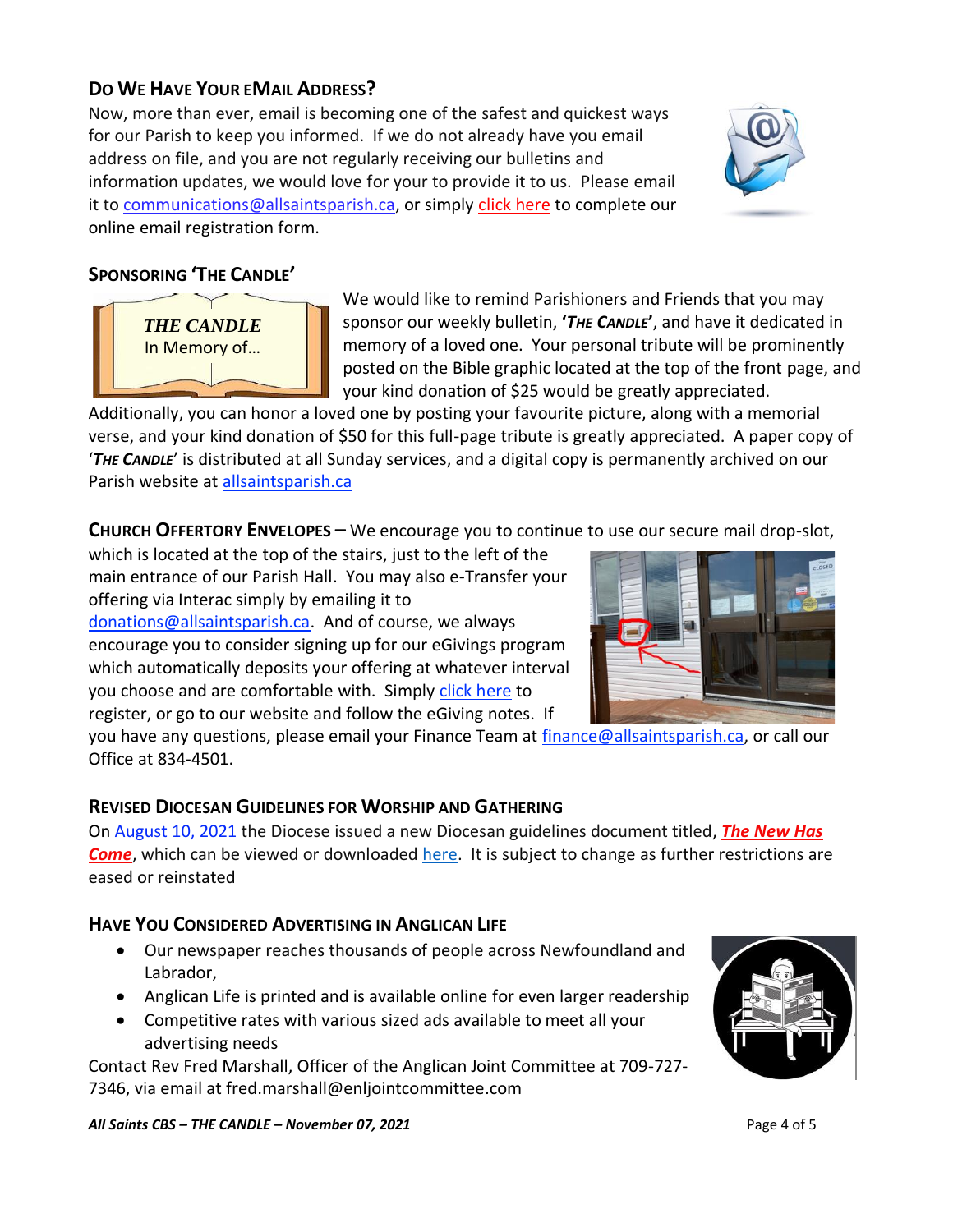## Do We Have Your eMail Address?

Now, more than ever, email is becoming one of the safest and quickest ways for our Parish to keep you informed. If we do not already have you email address on file, and you are not regularly receiving our bulletins and information updates, we would love for your to provide it to us. Please email it to communications@allsaintsparish.ca, or simply click here to complete our online email registration form.

## Sponsoring 'The Candle'

*THE CANDLE*
In Memory of…

We would like to remind Parishioners and Friends that you may sponsor our weekly bulletin, **'*The Candle*'**, and have it dedicated in memory of a loved one. Your personal tribute will be prominently posted on the Bible graphic located at the top of the front page, and your kind donation of $25 would be greatly appreciated. Additionally, you can honor a loved one by posting your favourite picture, along with a memorial verse, and your kind donation of $50 for this full-page tribute is greatly appreciated. A paper copy of '***The Candle***' is distributed at all Sunday services, and a digital copy is permanently archived on our Parish website at allsaintsparish.ca

**Church Offertory Envelopes –** We encourage you to continue to use our secure mail drop-slot, which is located at the top of the stairs, just to the left of the main entrance of our Parish Hall. You may also e-Transfer your offering via Interac simply by emailing it to donations@allsaintsparish.ca. And of course, we always encourage you to consider signing up for our eGivings program which automatically deposits your offering at whatever interval you choose and are comfortable with. Simply click here to register, or go to our website and follow the eGiving notes. If you have any questions, please email your Finance Team at finance@allsaintsparish.ca, or call our Office at 834-4501.

## Revised Diocesan Guidelines for Worship and Gathering

On August 10, 2021 the Diocese issued a new Diocesan guidelines document titled, ***The New Has Come***, which can be viewed or downloaded here. It is subject to change as further restrictions are eased or reinstated

## Have You Considered Advertising in Anglican Life

- Our newspaper reaches thousands of people across Newfoundland and Labrador,
- Anglican Life is printed and is available online for even larger readership
- Competitive rates with various sized ads available to meet all your advertising needs

Contact Rev Fred Marshall, Officer of the Anglican Joint Committee at 709-727-7346, via email at fred.marshall@enljointcommittee.com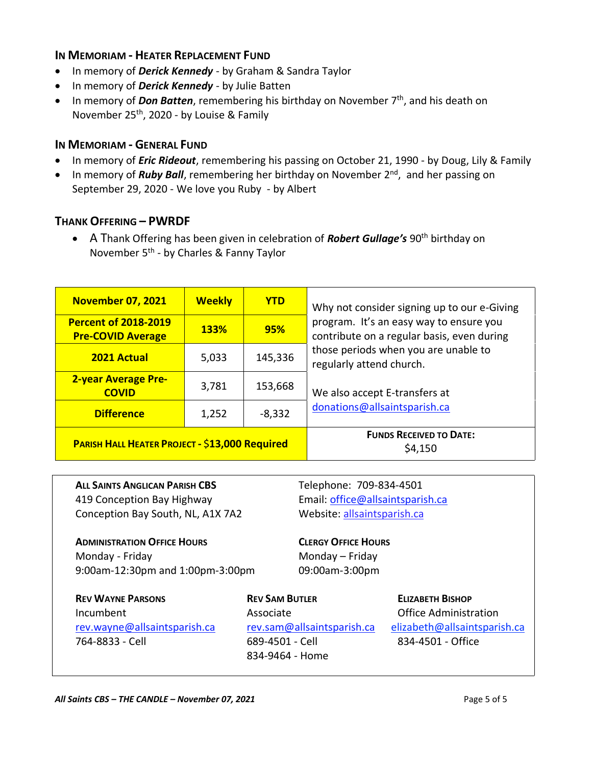### In Memoriam - Heater Replacement Fund

- In memory of ***Derick Kennedy*** - by Graham & Sandra Taylor
- In memory of ***Derick Kennedy*** - by Julie Batten
- In memory of ***Don Batten***, remembering his birthday on November 7th, and his death on November 25th, 2020 - by Louise & Family

### In Memoriam - General Fund

- In memory of ***Eric Rideout***, remembering his passing on October 21, 1990 - by Doug, Lily & Family
- In memory of ***Ruby Ball***, remembering her birthday on November 2nd, and her passing on September 29, 2020 - We love you Ruby - by Albert

### Thank Offering – PWRDF

- A Thank Offering has been given in celebration of ***Robert Gullage's*** 90th birthday on November 5th - by Charles & Fanny Taylor

| November 07, 2021 | Weekly | YTD |
|---|---|---|
| **Percent of 2018-2019 Pre-COVID Average** | **133%** | **95%** |
| **2021 Actual** | 5,033 | 145,336 |
| **2-year Average Pre-COVID** | 3,781 | 153,668 |
| **Difference** | 1,252 | -8,332 |

Why not consider signing up to our e-Giving program. It's an easy way to ensure you contribute on a regular basis, even during those periods when you are unable to regularly attend church.

We also accept E-transfers at donations@allsaintsparish.ca

**Parish Hall Heater Project - $13,000 Required**

**Funds Received to Date:** $4,150

**All Saints Anglican Parish CBS**
419 Conception Bay Highway
Conception Bay South, NL, A1X 7A2

Telephone: 709-834-4501
Email: office@allsaintsparish.ca
Website: allsaintsparish.ca

**Administration Office Hours**
Monday - Friday
9:00am-12:30pm and 1:00pm-3:00pm

**Clergy Office Hours**
Monday – Friday
09:00am-3:00pm

**Rev Wayne Parsons**
Incumbent
rev.wayne@allsaintsparish.ca
764-8833 - Cell

**Rev Sam Butler**
Associate
rev.sam@allsaintsparish.ca
689-4501 - Cell
834-9464 - Home

**Elizabeth Bishop**
Office Administration
elizabeth@allsaintsparish.ca
834-4501 - Office